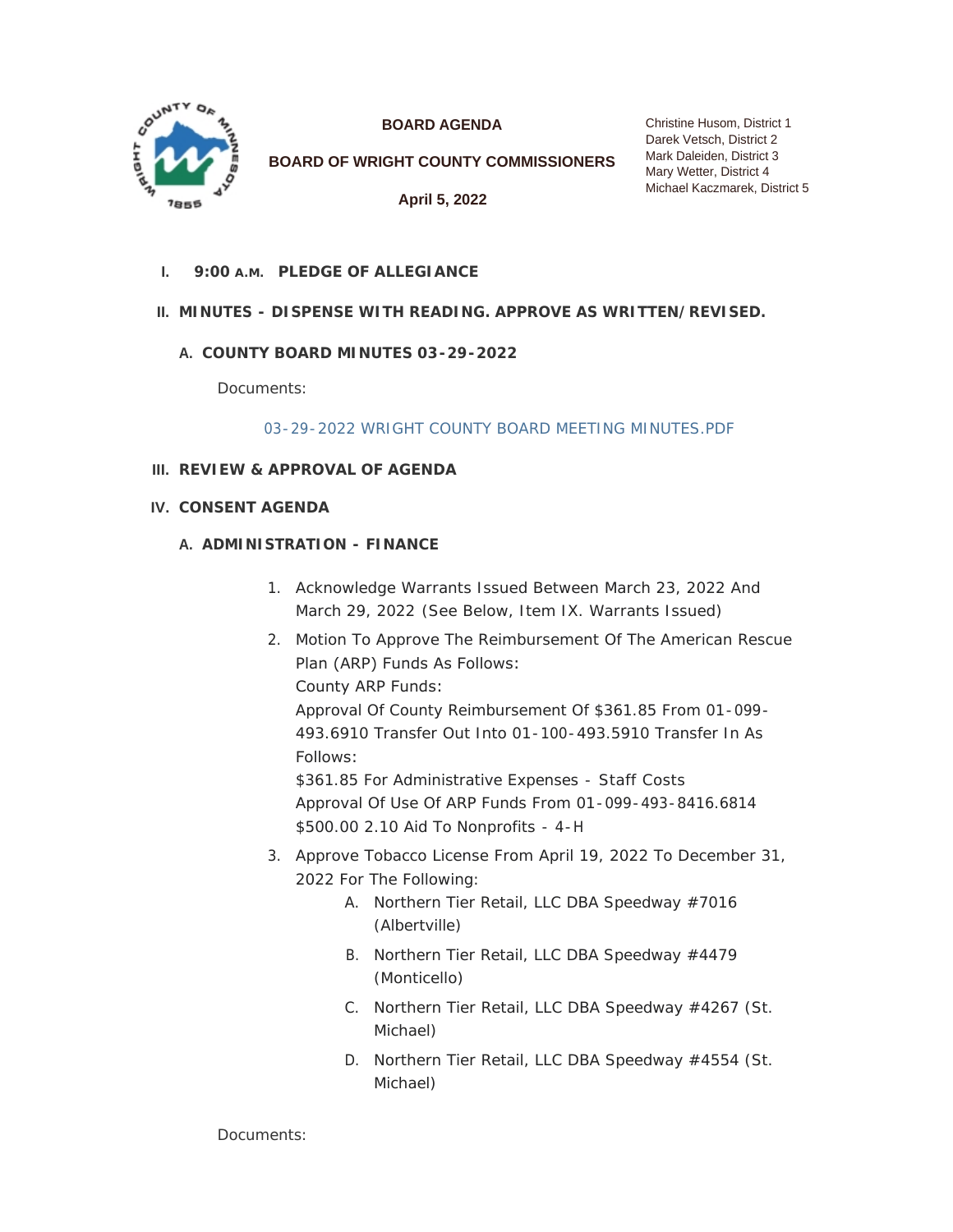# BOARD AGENDA

## BOARD OF WRIGHT COUNTY COMMISSIONERS

**April 5, 2022**

Christine Husom, District 1
Darek Vetsch, District 2
Mark Daleiden, District 3
Mary Wetter, District 4
Michael Kaczmarek, District 5

I. **9:00 A.M. PLEDGE OF ALLEGIANCE**

II. **MINUTES - DISPENSE WITH READING. APPROVE AS WRITTEN/REVISED.**

A. **COUNTY BOARD MINUTES 03-29-2022**

Documents:

03-29-2022 WRIGHT COUNTY BOARD MEETING MINUTES.PDF

III. **REVIEW & APPROVAL OF AGENDA**

IV. **CONSENT AGENDA**

A. **ADMINISTRATION - FINANCE**

1. Acknowledge Warrants Issued Between March 23, 2022 And March 29, 2022 (See Below, Item IX. Warrants Issued)
2. Motion To Approve The Reimbursement Of The American Rescue Plan (ARP) Funds As Follows:
   County ARP Funds:
   Approval Of County Reimbursement Of $361.85 From 01-099-493.6910 Transfer Out Into 01-100-493.5910 Transfer In As Follows:
   $361.85 For Administrative Expenses - Staff Costs
   Approval Of Use Of ARP Funds From 01-099-493-8416.6814
   $500.00 2.10 Aid To Nonprofits - 4-H
3. Approve Tobacco License From April 19, 2022 To December 31, 2022 For The Following:
   A. Northern Tier Retail, LLC DBA Speedway #7016 (Albertville)
   B. Northern Tier Retail, LLC DBA Speedway #4479 (Monticello)
   C. Northern Tier Retail, LLC DBA Speedway #4267 (St. Michael)
   D. Northern Tier Retail, LLC DBA Speedway #4554 (St. Michael)

Documents: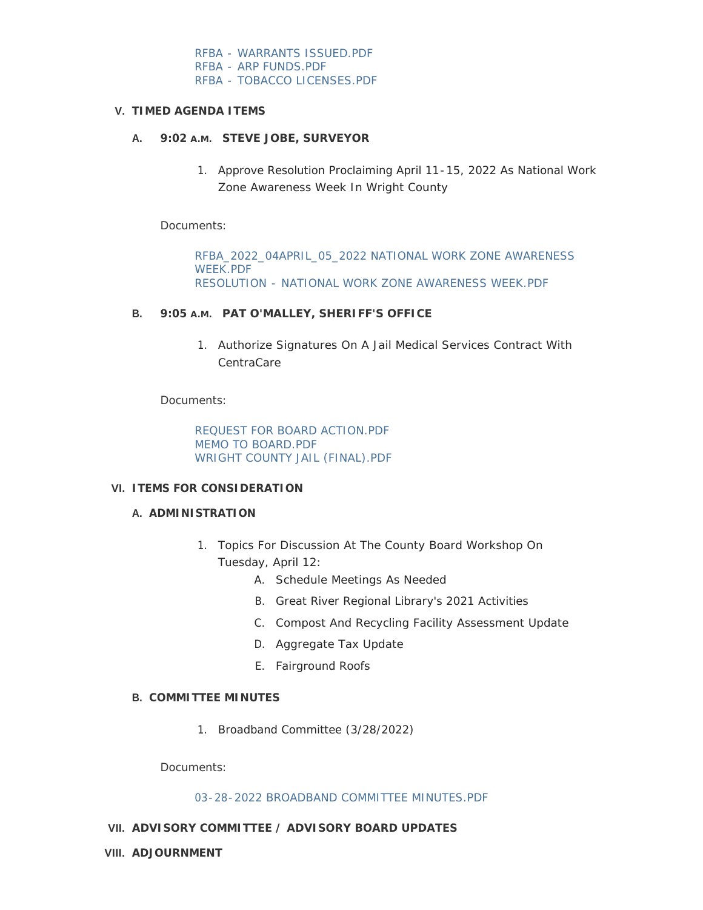RFBA - WARRANTS ISSUED.PDF
RFBA - ARP FUNDS.PDF
RFBA - TOBACCO LICENSES.PDF

## V. TIMED AGENDA ITEMS

### A. 9:02 A.M. STEVE JOBE, SURVEYOR

1. Approve Resolution Proclaiming April 11-15, 2022 As National Work Zone Awareness Week In Wright County

Documents:

RFBA_2022_04APRIL_05_2022 NATIONAL WORK ZONE AWARENESS WEEK.PDF
RESOLUTION - NATIONAL WORK ZONE AWARENESS WEEK.PDF

### B. 9:05 A.M. PAT O'MALLEY, SHERIFF'S OFFICE

1. Authorize Signatures On A Jail Medical Services Contract With CentraCare

Documents:

REQUEST FOR BOARD ACTION.PDF
MEMO TO BOARD.PDF
WRIGHT COUNTY JAIL (FINAL).PDF

## VI. ITEMS FOR CONSIDERATION

### A. ADMINISTRATION

1. Topics For Discussion At The County Board Workshop On Tuesday, April 12:
   - A. Schedule Meetings As Needed
   - B. Great River Regional Library's 2021 Activities
   - C. Compost And Recycling Facility Assessment Update
   - D. Aggregate Tax Update
   - E. Fairground Roofs

### B. COMMITTEE MINUTES

1. Broadband Committee (3/28/2022)

Documents:

03-28-2022 BROADBAND COMMITTEE MINUTES.PDF

## VII. ADVISORY COMMITTEE / ADVISORY BOARD UPDATES

## VIII. ADJOURNMENT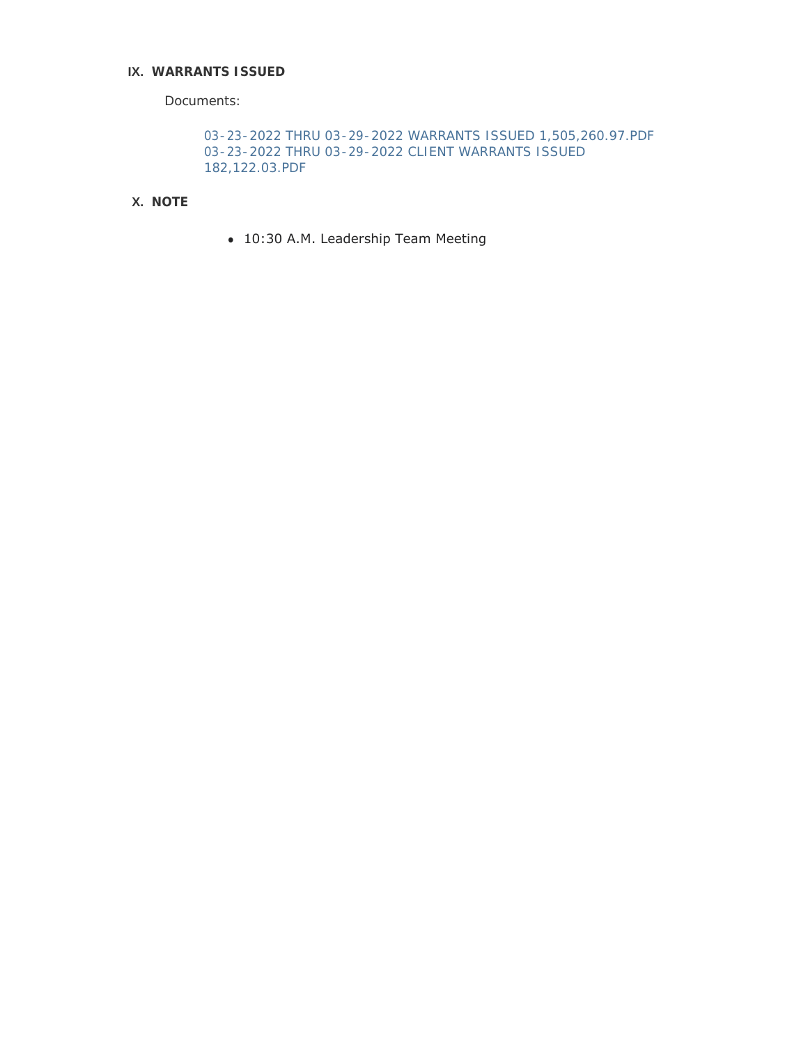## IX. WARRANTS ISSUED

Documents:

03-23-2022 THRU 03-29-2022 WARRANTS ISSUED 1,505,260.97.PDF
03-23-2022 THRU 03-29-2022 CLIENT WARRANTS ISSUED 182,122.03.PDF

## X. NOTE

- 10:30 A.M. Leadership Team Meeting